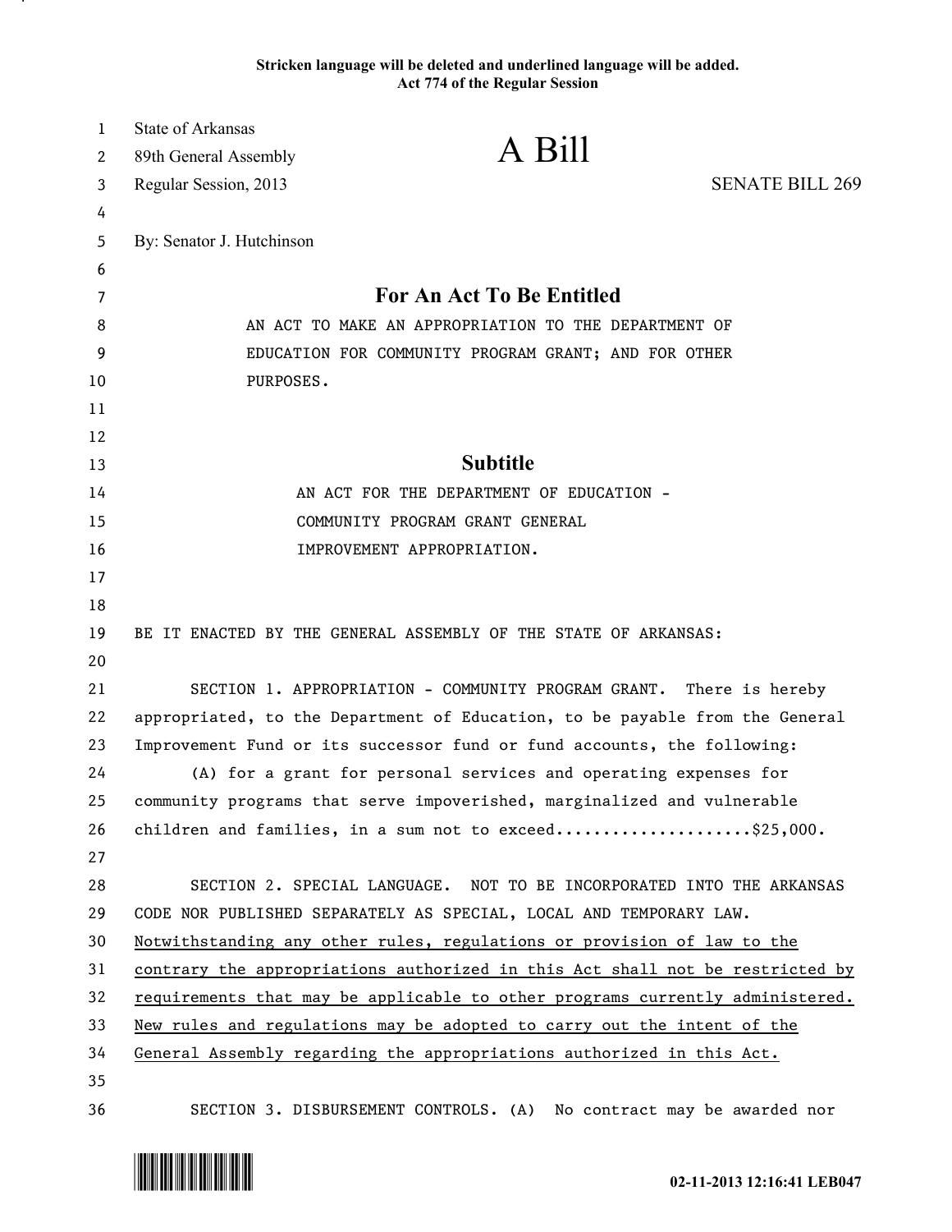Stricken language will be deleted and underlined language will be added.
Act 774 of the Regular Session

State of Arkansas
89th General Assembly
Regular Session, 2013

# A Bill

SENATE BILL 269

By: Senator J. Hutchinson

## For An Act To Be Entitled

AN ACT TO MAKE AN APPROPRIATION TO THE DEPARTMENT OF EDUCATION FOR COMMUNITY PROGRAM GRANT; AND FOR OTHER PURPOSES.

## Subtitle

AN ACT FOR THE DEPARTMENT OF EDUCATION - COMMUNITY PROGRAM GRANT GENERAL IMPROVEMENT APPROPRIATION.

BE IT ENACTED BY THE GENERAL ASSEMBLY OF THE STATE OF ARKANSAS:

SECTION 1. APPROPRIATION - COMMUNITY PROGRAM GRANT. There is hereby appropriated, to the Department of Education, to be payable from the General Improvement Fund or its successor fund or fund accounts, the following:

(A) for a grant for personal services and operating expenses for community programs that serve impoverished, marginalized and vulnerable children and families, in a sum not to exceed.....................$25,000.

SECTION 2. SPECIAL LANGUAGE. NOT TO BE INCORPORATED INTO THE ARKANSAS CODE NOR PUBLISHED SEPARATELY AS SPECIAL, LOCAL AND TEMPORARY LAW. <u>Notwithstanding any other rules, regulations or provision of law to the contrary the appropriations authorized in this Act shall not be restricted by requirements that may be applicable to other programs currently administered. New rules and regulations may be adopted to carry out the intent of the General Assembly regarding the appropriations authorized in this Act.</u>

SECTION 3. DISBURSEMENT CONTROLS. (A) No contract may be awarded nor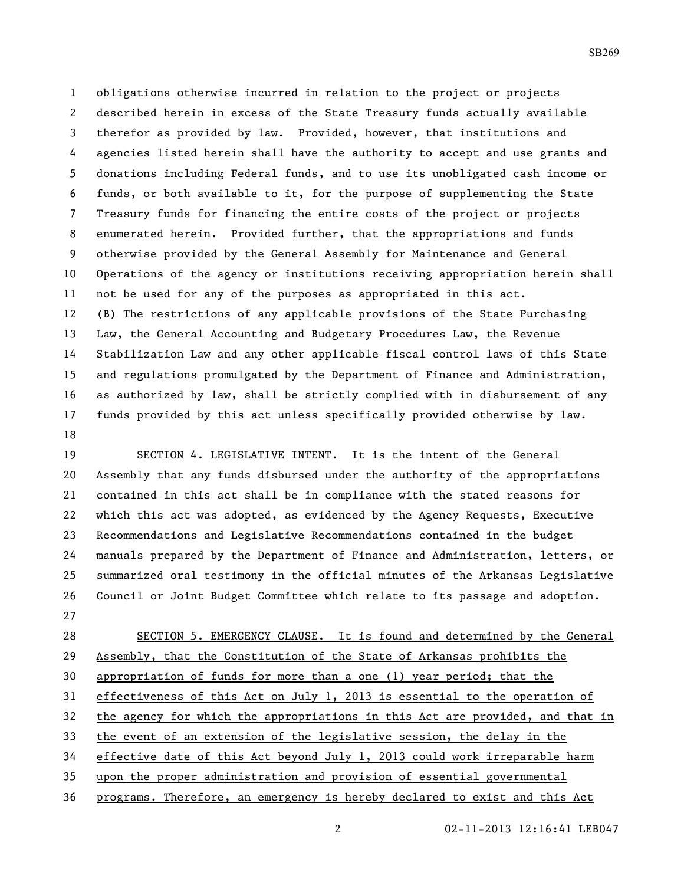obligations otherwise incurred in relation to the project or projects described herein in excess of the State Treasury funds actually available therefor as provided by law. Provided, however, that institutions and agencies listed herein shall have the authority to accept and use grants and donations including Federal funds, and to use its unobligated cash income or funds, or both available to it, for the purpose of supplementing the State Treasury funds for financing the entire costs of the project or projects enumerated herein. Provided further, that the appropriations and funds otherwise provided by the General Assembly for Maintenance and General Operations of the agency or institutions receiving appropriation herein shall not be used for any of the purposes as appropriated in this act.

(B) The restrictions of any applicable provisions of the State Purchasing Law, the General Accounting and Budgetary Procedures Law, the Revenue Stabilization Law and any other applicable fiscal control laws of this State and regulations promulgated by the Department of Finance and Administration, as authorized by law, shall be strictly complied with in disbursement of any funds provided by this act unless specifically provided otherwise by law.

SECTION 4. LEGISLATIVE INTENT. It is the intent of the General Assembly that any funds disbursed under the authority of the appropriations contained in this act shall be in compliance with the stated reasons for which this act was adopted, as evidenced by the Agency Requests, Executive Recommendations and Legislative Recommendations contained in the budget manuals prepared by the Department of Finance and Administration, letters, or summarized oral testimony in the official minutes of the Arkansas Legislative Council or Joint Budget Committee which relate to its passage and adoption.

SECTION 5. EMERGENCY CLAUSE. It is found and determined by the General Assembly, that the Constitution of the State of Arkansas prohibits the appropriation of funds for more than a one (1) year period; that the effectiveness of this Act on July 1, 2013 is essential to the operation of the agency for which the appropriations in this Act are provided, and that in the event of an extension of the legislative session, the delay in the effective date of this Act beyond July 1, 2013 could work irreparable harm upon the proper administration and provision of essential governmental programs. Therefore, an emergency is hereby declared to exist and this Act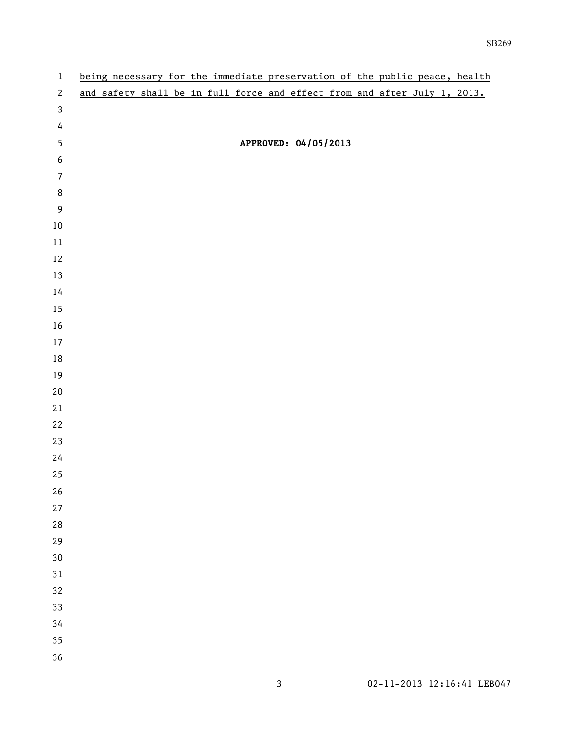being necessary for the immediate preservation of the public peace, health and safety shall be in full force and effect from and after July 1, 2013.

**APPROVED: 04/05/2013**